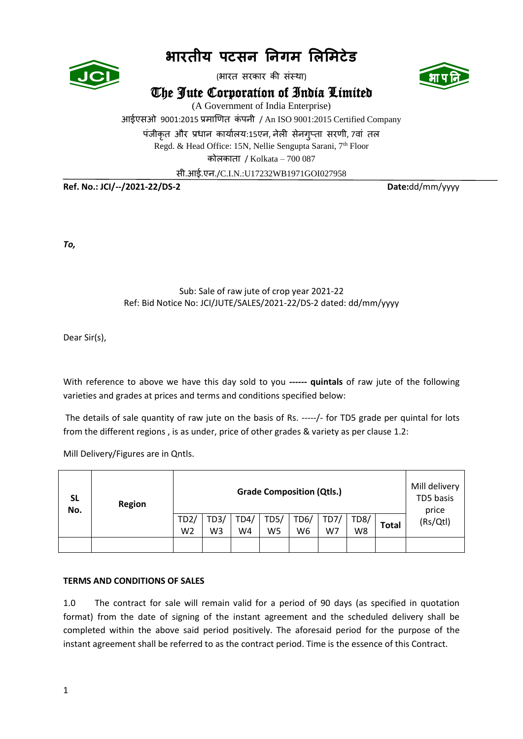# भारतीय पटसन निगम लिमिटेड

(भारत सरकार की संस्था)

## The Jute Corporation of India Limited

(A Government of India Enterprise)

आईएसओ 9001:2015 प्रमाणित कंपनी / An ISO 9001:2015 Certified Company

पंजीकृत और प्रधान कार्यालय:15एन, नेली सेनगुप्ता सरणी, 7वां तल

Regd. & Head Office: 15N, Nellie Sengupta Sarani, 7th Floor

कोलकाता / Kolkata – 700 087

सी.आई.एन./C.I.N.:U17232WB1971GOI027958

**Ref. No.: JCI/--/2021-22/DS-2** **Date:**dd/mm/yyyy

***To,***

Sub: Sale of raw jute of crop year 2021-22

Ref: Bid Notice No: JCI/JUTE/SALES/2021-22/DS-2 dated: dd/mm/yyyy

Dear Sir(s),

With reference to above we have this day sold to you **------ quintals** of raw jute of the following varieties and grades at prices and terms and conditions specified below:

The details of sale quantity of raw jute on the basis of Rs. -----/- for TD5 grade per quintal for lots from the different regions , is as under, price of other grades & variety as per clause 1.2:

Mill Delivery/Figures are in Qntls.

| SL No. | Region | Grade Composition (Qtls.) | | | | | | | | Mill delivery TD5 basis price (Rs/Qtl) |
|---|---|---|---|---|---|---|---|---|---|---|
| | | TD2/ W2 | TD3/ W3 | TD4/ W4 | TD5/ W5 | TD6/ W6 | TD7/ W7 | TD8/ W8 | Total | |
| | | | | | | | | | | |

**TERMS AND CONDITIONS OF SALES**

1.0 The contract for sale will remain valid for a period of 90 days (as specified in quotation format) from the date of signing of the instant agreement and the scheduled delivery shall be completed within the above said period positively. The aforesaid period for the purpose of the instant agreement shall be referred to as the contract period. Time is the essence of this Contract.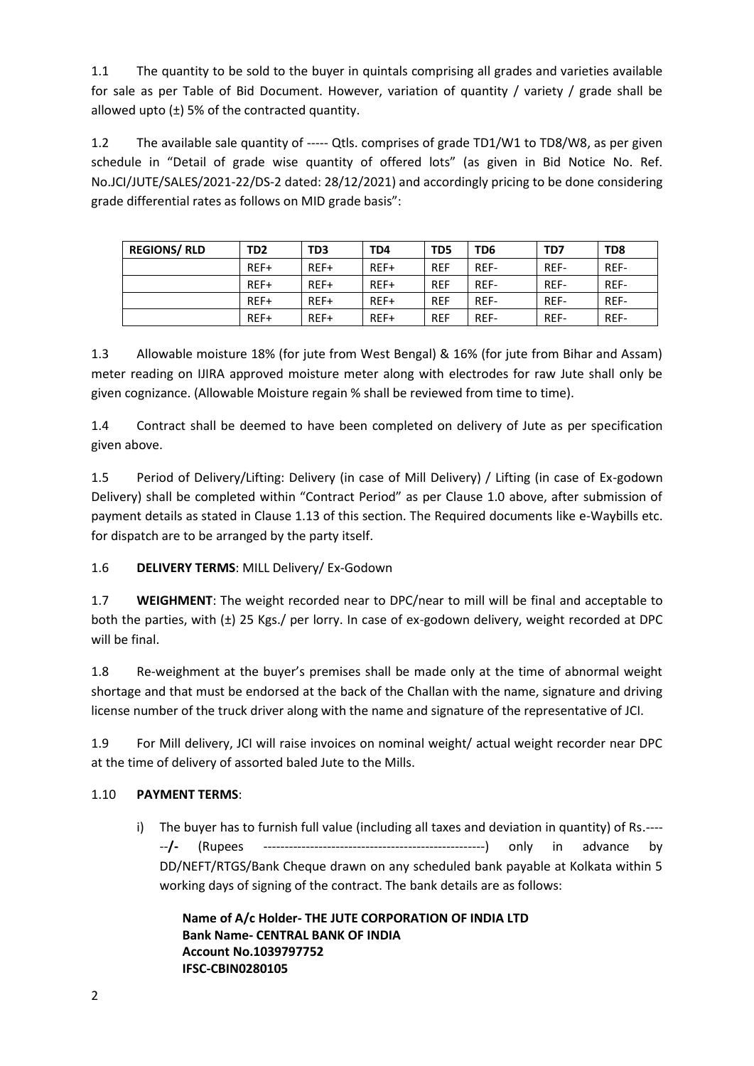1.1 The quantity to be sold to the buyer in quintals comprising all grades and varieties available for sale as per Table of Bid Document. However, variation of quantity / variety / grade shall be allowed upto (±) 5% of the contracted quantity.

1.2 The available sale quantity of ----- Qtls. comprises of grade TD1/W1 to TD8/W8, as per given schedule in "Detail of grade wise quantity of offered lots" (as given in Bid Notice No. Ref. No.JCI/JUTE/SALES/2021-22/DS-2 dated: 28/12/2021) and accordingly pricing to be done considering grade differential rates as follows on MID grade basis":

| REGIONS/ RLD | TD2 | TD3 | TD4 | TD5 | TD6 | TD7 | TD8 |
|---|---|---|---|---|---|---|---|
| | REF+ | REF+ | REF+ | REF | REF- | REF- | REF- |
| | REF+ | REF+ | REF+ | REF | REF- | REF- | REF- |
| | REF+ | REF+ | REF+ | REF | REF- | REF- | REF- |
| | REF+ | REF+ | REF+ | REF | REF- | REF- | REF- |

1.3 Allowable moisture 18% (for jute from West Bengal) & 16% (for jute from Bihar and Assam) meter reading on IJIRA approved moisture meter along with electrodes for raw Jute shall only be given cognizance. (Allowable Moisture regain % shall be reviewed from time to time).

1.4 Contract shall be deemed to have been completed on delivery of Jute as per specification given above.

1.5 Period of Delivery/Lifting: Delivery (in case of Mill Delivery) / Lifting (in case of Ex-godown Delivery) shall be completed within "Contract Period" as per Clause 1.0 above, after submission of payment details as stated in Clause 1.13 of this section. The Required documents like e-Waybills etc. for dispatch are to be arranged by the party itself.

1.6 **DELIVERY TERMS**: MILL Delivery/ Ex-Godown

1.7 **WEIGHMENT**: The weight recorded near to DPC/near to mill will be final and acceptable to both the parties, with (±) 25 Kgs./ per lorry. In case of ex-godown delivery, weight recorded at DPC will be final.

1.8 Re-weighment at the buyer's premises shall be made only at the time of abnormal weight shortage and that must be endorsed at the back of the Challan with the name, signature and driving license number of the truck driver along with the name and signature of the representative of JCI.

1.9 For Mill delivery, JCI will raise invoices on nominal weight/ actual weight recorder near DPC at the time of delivery of assorted baled Jute to the Mills.

1.10 **PAYMENT TERMS**:

i) The buyer has to furnish full value (including all taxes and deviation in quantity) of Rs.------**/-** (Rupees ----------------------------------------------------) only in advance by DD/NEFT/RTGS/Bank Cheque drawn on any scheduled bank payable at Kolkata within 5 working days of signing of the contract. The bank details are as follows:

**Name of A/c Holder- THE JUTE CORPORATION OF INDIA LTD**
**Bank Name- CENTRAL BANK OF INDIA**
**Account No.1039797752**
**IFSC-CBIN0280105**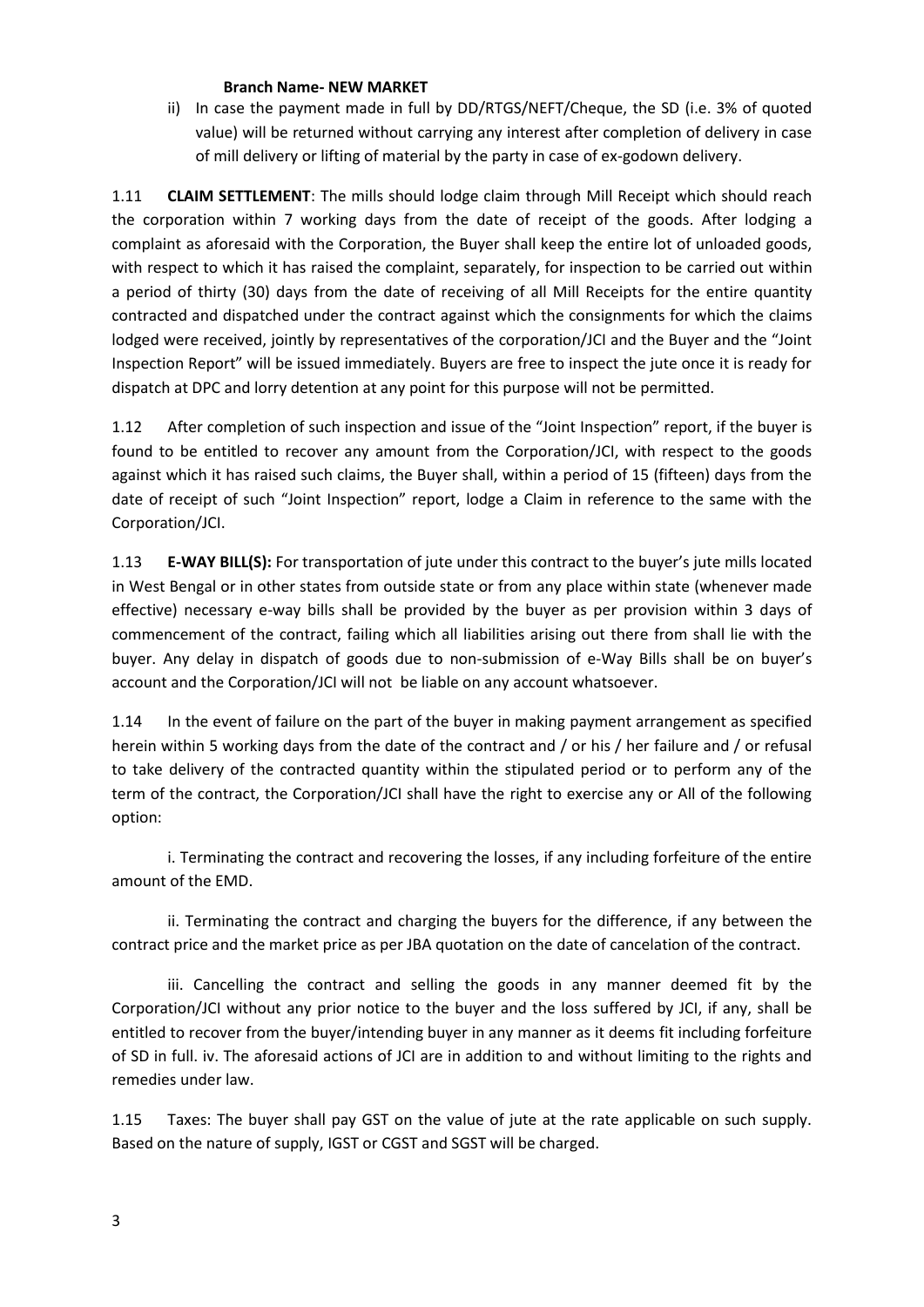**Branch Name- NEW MARKET**

ii) In case the payment made in full by DD/RTGS/NEFT/Cheque, the SD (i.e. 3% of quoted value) will be returned without carrying any interest after completion of delivery in case of mill delivery or lifting of material by the party in case of ex-godown delivery.

1.11 **CLAIM SETTLEMENT**: The mills should lodge claim through Mill Receipt which should reach the corporation within 7 working days from the date of receipt of the goods. After lodging a complaint as aforesaid with the Corporation, the Buyer shall keep the entire lot of unloaded goods, with respect to which it has raised the complaint, separately, for inspection to be carried out within a period of thirty (30) days from the date of receiving of all Mill Receipts for the entire quantity contracted and dispatched under the contract against which the consignments for which the claims lodged were received, jointly by representatives of the corporation/JCI and the Buyer and the "Joint Inspection Report" will be issued immediately. Buyers are free to inspect the jute once it is ready for dispatch at DPC and lorry detention at any point for this purpose will not be permitted.

1.12 After completion of such inspection and issue of the "Joint Inspection" report, if the buyer is found to be entitled to recover any amount from the Corporation/JCI, with respect to the goods against which it has raised such claims, the Buyer shall, within a period of 15 (fifteen) days from the date of receipt of such "Joint Inspection" report, lodge a Claim in reference to the same with the Corporation/JCI.

1.13 **E-WAY BILL(S):** For transportation of jute under this contract to the buyer's jute mills located in West Bengal or in other states from outside state or from any place within state (whenever made effective) necessary e-way bills shall be provided by the buyer as per provision within 3 days of commencement of the contract, failing which all liabilities arising out there from shall lie with the buyer. Any delay in dispatch of goods due to non-submission of e-Way Bills shall be on buyer's account and the Corporation/JCI will not be liable on any account whatsoever.

1.14 In the event of failure on the part of the buyer in making payment arrangement as specified herein within 5 working days from the date of the contract and / or his / her failure and / or refusal to take delivery of the contracted quantity within the stipulated period or to perform any of the term of the contract, the Corporation/JCI shall have the right to exercise any or All of the following option:

i. Terminating the contract and recovering the losses, if any including forfeiture of the entire amount of the EMD.

ii. Terminating the contract and charging the buyers for the difference, if any between the contract price and the market price as per JBA quotation on the date of cancelation of the contract.

iii. Cancelling the contract and selling the goods in any manner deemed fit by the Corporation/JCI without any prior notice to the buyer and the loss suffered by JCI, if any, shall be entitled to recover from the buyer/intending buyer in any manner as it deems fit including forfeiture of SD in full. iv. The aforesaid actions of JCI are in addition to and without limiting to the rights and remedies under law.

1.15 Taxes: The buyer shall pay GST on the value of jute at the rate applicable on such supply. Based on the nature of supply, IGST or CGST and SGST will be charged.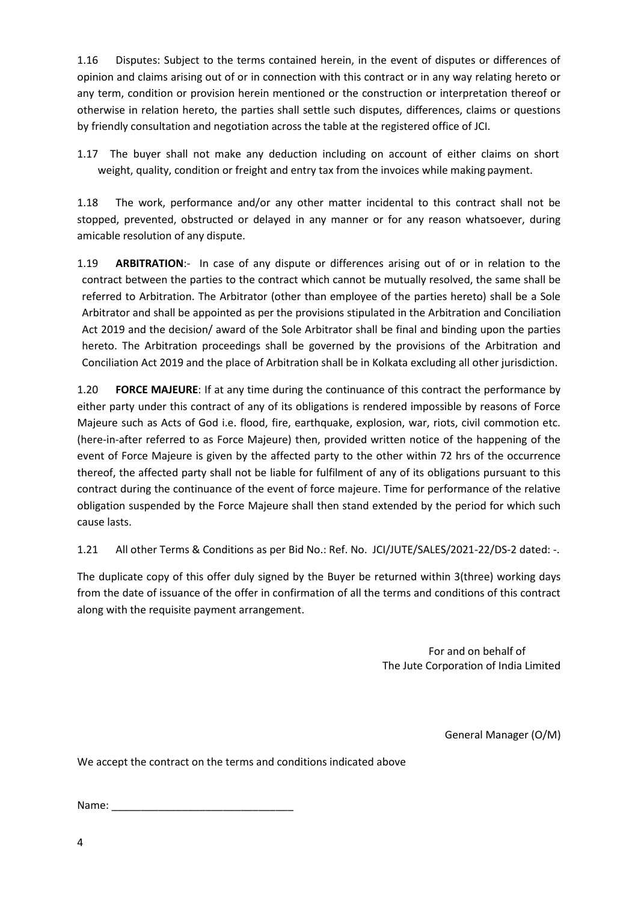1.16 Disputes: Subject to the terms contained herein, in the event of disputes or differences of opinion and claims arising out of or in connection with this contract or in any way relating hereto or any term, condition or provision herein mentioned or the construction or interpretation thereof or otherwise in relation hereto, the parties shall settle such disputes, differences, claims or questions by friendly consultation and negotiation across the table at the registered office of JCI.

1.17 The buyer shall not make any deduction including on account of either claims on short weight, quality, condition or freight and entry tax from the invoices while making payment.

1.18 The work, performance and/or any other matter incidental to this contract shall not be stopped, prevented, obstructed or delayed in any manner or for any reason whatsoever, during amicable resolution of any dispute.

1.19 **ARBITRATION**:- In case of any dispute or differences arising out of or in relation to the contract between the parties to the contract which cannot be mutually resolved, the same shall be referred to Arbitration. The Arbitrator (other than employee of the parties hereto) shall be a Sole Arbitrator and shall be appointed as per the provisions stipulated in the Arbitration and Conciliation Act 2019 and the decision/ award of the Sole Arbitrator shall be final and binding upon the parties hereto. The Arbitration proceedings shall be governed by the provisions of the Arbitration and Conciliation Act 2019 and the place of Arbitration shall be in Kolkata excluding all other jurisdiction.

1.20 **FORCE MAJEURE**: If at any time during the continuance of this contract the performance by either party under this contract of any of its obligations is rendered impossible by reasons of Force Majeure such as Acts of God i.e. flood, fire, earthquake, explosion, war, riots, civil commotion etc. (here-in-after referred to as Force Majeure) then, provided written notice of the happening of the event of Force Majeure is given by the affected party to the other within 72 hrs of the occurrence thereof, the affected party shall not be liable for fulfilment of any of its obligations pursuant to this contract during the continuance of the event of force majeure. Time for performance of the relative obligation suspended by the Force Majeure shall then stand extended by the period for which such cause lasts.

1.21 All other Terms & Conditions as per Bid No.: Ref. No. JCI/JUTE/SALES/2021-22/DS-2 dated: -.

The duplicate copy of this offer duly signed by the Buyer be returned within 3(three) working days from the date of issuance of the offer in confirmation of all the terms and conditions of this contract along with the requisite payment arrangement.

For and on behalf of
The Jute Corporation of India Limited

General Manager (O/M)

We accept the contract on the terms and conditions indicated above

Name: ______________________________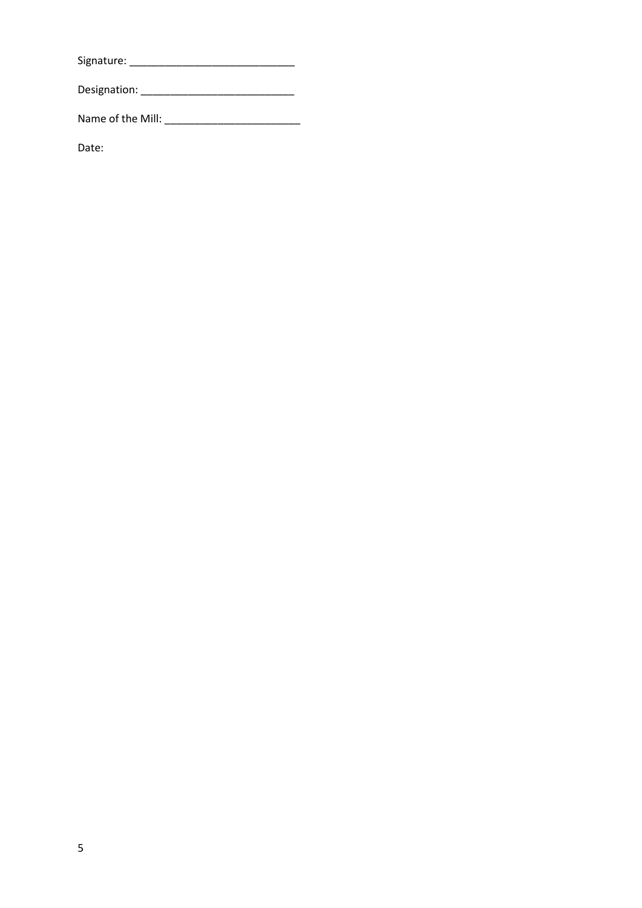Signature: ____________________________

Designation: ___________________________

Name of the Mill: _______________________

Date: